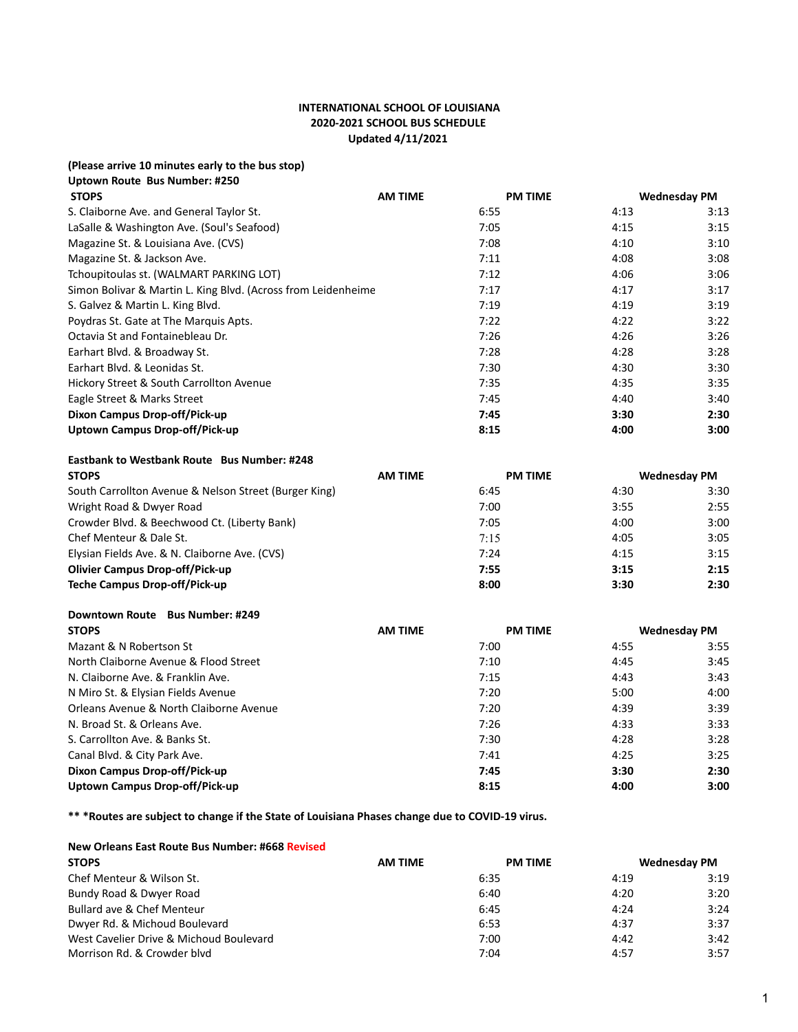**INTERNATIONAL SCHOOL OF LOUISIANA**
**2020-2021 SCHOOL BUS SCHEDULE**
**Updated 4/11/2021**

**(Please arrive 10 minutes early to the bus stop)**

**Uptown Route Bus Number: #250**

| STOPS | AM TIME | PM TIME | Wednesday PM |
|---|---|---|---|
| S. Claiborne Ave. and General Taylor St. | 6:55 | 4:13 | 3:13 |
| LaSalle & Washington Ave. (Soul's Seafood) | 7:05 | 4:15 | 3:15 |
| Magazine St. & Louisiana Ave. (CVS) | 7:08 | 4:10 | 3:10 |
| Magazine St. & Jackson Ave. | 7:11 | 4:08 | 3:08 |
| Tchoupitoulas st. (WALMART PARKING LOT) | 7:12 | 4:06 | 3:06 |
| Simon Bolivar & Martin L. King Blvd. (Across from Leidenheime | 7:17 | 4:17 | 3:17 |
| S. Galvez & Martin L. King Blvd. | 7:19 | 4:19 | 3:19 |
| Poydras St. Gate at The Marquis Apts. | 7:22 | 4:22 | 3:22 |
| Octavia St and Fontainebleau Dr. | 7:26 | 4:26 | 3:26 |
| Earhart Blvd. & Broadway St. | 7:28 | 4:28 | 3:28 |
| Earhart Blvd. & Leonidas St. | 7:30 | 4:30 | 3:30 |
| Hickory Street & South Carrollton Avenue | 7:35 | 4:35 | 3:35 |
| Eagle Street & Marks Street | 7:45 | 4:40 | 3:40 |
| **Dixon Campus Drop-off/Pick-up** | **7:45** | **3:30** | **2:30** |
| **Uptown Campus Drop-off/Pick-up** | **8:15** | **4:00** | **3:00** |

**Eastbank to Westbank Route Bus Number: #248**

| STOPS | AM TIME | PM TIME | Wednesday PM |
|---|---|---|---|
| South Carrollton Avenue & Nelson Street (Burger King) | 6:45 | 4:30 | 3:30 |
| Wright Road & Dwyer Road | 7:00 | 3:55 | 2:55 |
| Crowder Blvd. & Beechwood Ct. (Liberty Bank) | 7:05 | 4:00 | 3:00 |
| Chef Menteur & Dale St. | 7:15 | 4:05 | 3:05 |
| Elysian Fields Ave. & N. Claiborne Ave. (CVS) | 7:24 | 4:15 | 3:15 |
| **Olivier Campus Drop-off/Pick-up** | **7:55** | **3:15** | **2:15** |
| **Teche Campus Drop-off/Pick-up** | **8:00** | **3:30** | **2:30** |

**Downtown Route Bus Number: #249**

| STOPS | AM TIME | PM TIME | Wednesday PM |
|---|---|---|---|
| Mazant & N Robertson St | 7:00 | 4:55 | 3:55 |
| North Claiborne Avenue & Flood Street | 7:10 | 4:45 | 3:45 |
| N. Claiborne Ave. & Franklin Ave. | 7:15 | 4:43 | 3:43 |
| N Miro St. & Elysian Fields Avenue | 7:20 | 5:00 | 4:00 |
| Orleans Avenue & North Claiborne Avenue | 7:20 | 4:39 | 3:39 |
| N. Broad St. & Orleans Ave. | 7:26 | 4:33 | 3:33 |
| S. Carrollton Ave. & Banks St. | 7:30 | 4:28 | 3:28 |
| Canal Blvd. & City Park Ave. | 7:41 | 4:25 | 3:25 |
| **Dixon Campus Drop-off/Pick-up** | **7:45** | **3:30** | **2:30** |
| **Uptown Campus Drop-off/Pick-up** | **8:15** | **4:00** | **3:00** |

**\*\* \*Routes are subject to change if the State of Louisiana Phases change due to COVID-19 virus.**

**New Orleans East Route Bus Number: #668 Revised**

| STOPS | AM TIME | PM TIME | Wednesday PM |
|---|---|---|---|
| Chef Menteur & Wilson St. | 6:35 | 4:19 | 3:19 |
| Bundy Road & Dwyer Road | 6:40 | 4:20 | 3:20 |
| Bullard ave & Chef Menteur | 6:45 | 4:24 | 3:24 |
| Dwyer Rd. & Michoud Boulevard | 6:53 | 4:37 | 3:37 |
| West Cavelier Drive & Michoud Boulevard | 7:00 | 4:42 | 3:42 |
| Morrison Rd. & Crowder blvd | 7:04 | 4:57 | 3:57 |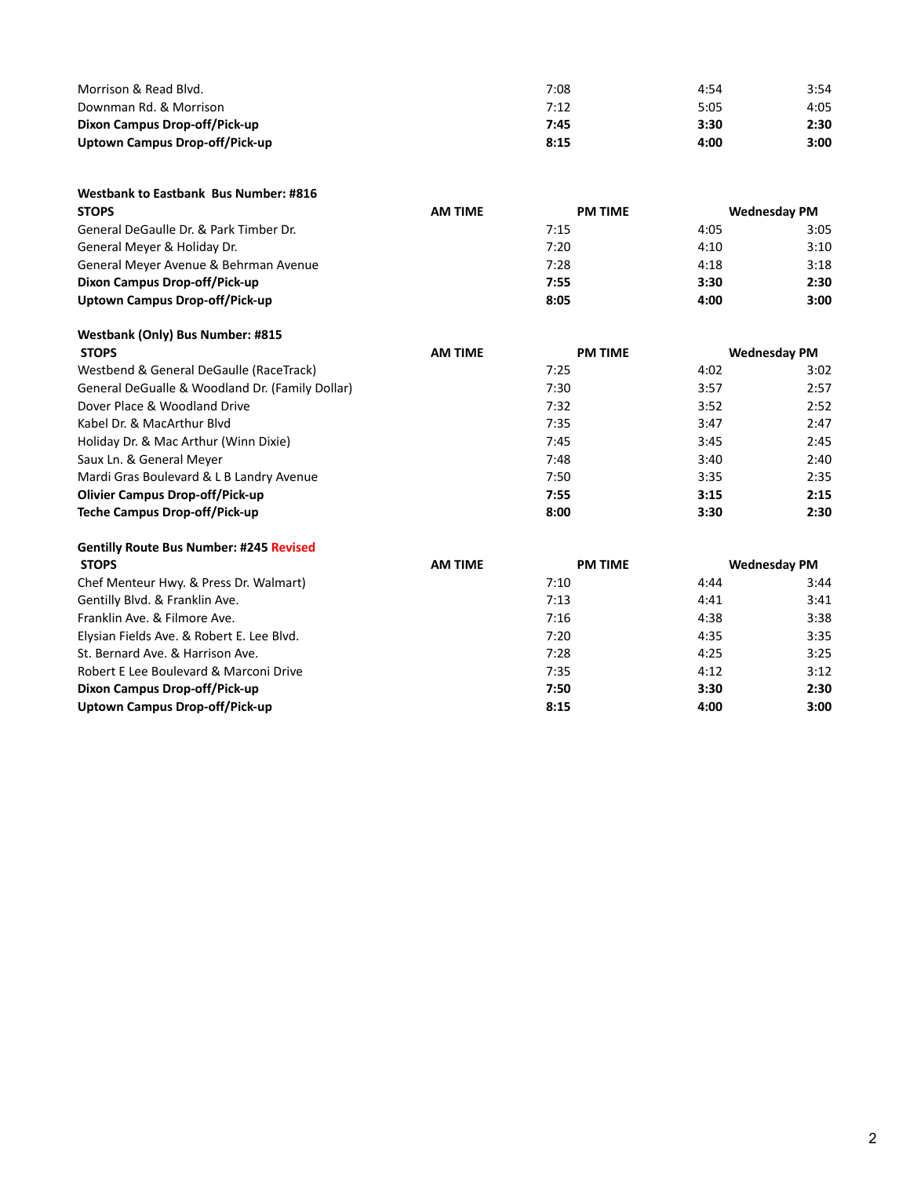| | | | |
|---|---|---|---|
| Morrison & Read Blvd. | 7:08 | 4:54 | 3:54 |
| Downman Rd. & Morrison | 7:12 | 5:05 | 4:05 |
| **Dixon Campus Drop-off/Pick-up** | **7:45** | **3:30** | **2:30** |
| **Uptown Campus Drop-off/Pick-up** | **8:15** | **4:00** | **3:00** |

**Westbank to Eastbank Bus Number: #816**

| STOPS | AM TIME | PM TIME | Wednesday PM |
|---|---|---|---|
| General DeGaulle Dr. & Park Timber Dr. | 7:15 | 4:05 | 3:05 |
| General Meyer & Holiday Dr. | 7:20 | 4:10 | 3:10 |
| General Meyer Avenue & Behrman Avenue | 7:28 | 4:18 | 3:18 |
| **Dixon Campus Drop-off/Pick-up** | **7:55** | **3:30** | **2:30** |
| **Uptown Campus Drop-off/Pick-up** | **8:05** | **4:00** | **3:00** |

**Westbank (Only) Bus Number: #815**

| STOPS | AM TIME | PM TIME | Wednesday PM |
|---|---|---|---|
| Westbend & General DeGaulle (RaceTrack) | 7:25 | 4:02 | 3:02 |
| General DeGualle & Woodland Dr. (Family Dollar) | 7:30 | 3:57 | 2:57 |
| Dover Place & Woodland Drive | 7:32 | 3:52 | 2:52 |
| Kabel Dr. & MacArthur Blvd | 7:35 | 3:47 | 2:47 |
| Holiday Dr. & Mac Arthur (Winn Dixie) | 7:45 | 3:45 | 2:45 |
| Saux Ln. & General Meyer | 7:48 | 3:40 | 2:40 |
| Mardi Gras Boulevard & L B Landry Avenue | 7:50 | 3:35 | 2:35 |
| **Olivier Campus Drop-off/Pick-up** | **7:55** | **3:15** | **2:15** |
| **Teche Campus Drop-off/Pick-up** | **8:00** | **3:30** | **2:30** |

**Gentilly Route Bus Number: #245 Revised**

| STOPS | AM TIME | PM TIME | Wednesday PM |
|---|---|---|---|
| Chef Menteur Hwy. & Press Dr. Walmart) | 7:10 | 4:44 | 3:44 |
| Gentilly Blvd. & Franklin Ave. | 7:13 | 4:41 | 3:41 |
| Franklin Ave. & Filmore Ave. | 7:16 | 4:38 | 3:38 |
| Elysian Fields Ave. & Robert E. Lee Blvd. | 7:20 | 4:35 | 3:35 |
| St. Bernard Ave. & Harrison Ave. | 7:28 | 4:25 | 3:25 |
| Robert E Lee Boulevard & Marconi Drive | 7:35 | 4:12 | 3:12 |
| **Dixon Campus Drop-off/Pick-up** | **7:50** | **3:30** | **2:30** |
| **Uptown Campus Drop-off/Pick-up** | **8:15** | **4:00** | **3:00** |